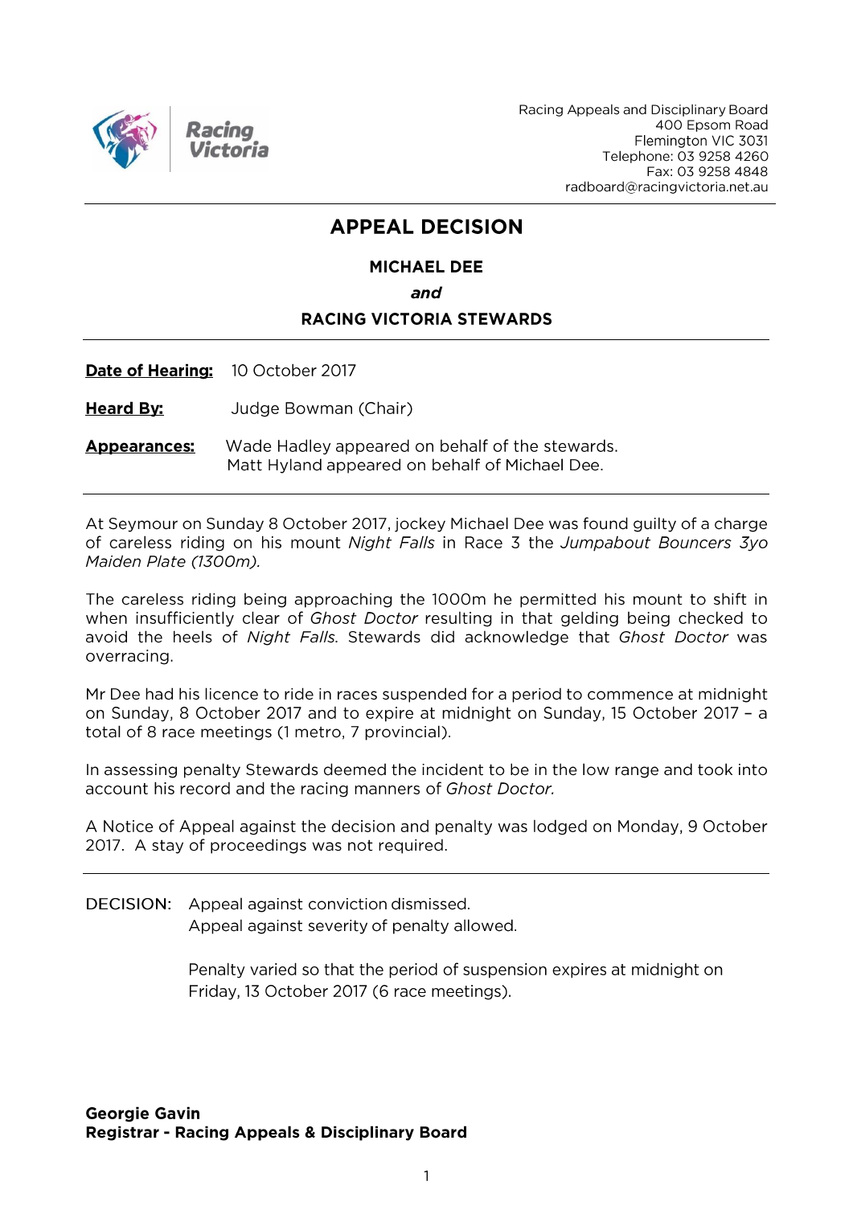Racing Appeals and Disciplinary Board
400 Epsom Road
Flemington VIC 3031
Telephone: 03 9258 4260
Fax: 03 9258 4848
radboard@racingvictoria.net.au

# APPEAL DECISION

**MICHAEL DEE**

***and***

**RACING VICTORIA STEWARDS**

---

**Date of Hearing:** 10 October 2017

**Heard By:** Judge Bowman (Chair)

**Appearances:** Wade Hadley appeared on behalf of the stewards.
Matt Hyland appeared on behalf of Michael Dee.

---

At Seymour on Sunday 8 October 2017, jockey Michael Dee was found guilty of a charge of careless riding on his mount *Night Falls* in Race 3 the *Jumpabout Bouncers 3yo Maiden Plate (1300m).*

The careless riding being approaching the 1000m he permitted his mount to shift in when insufficiently clear of *Ghost Doctor* resulting in that gelding being checked to avoid the heels of *Night Falls*. Stewards did acknowledge that *Ghost Doctor* was overracing.

Mr Dee had his licence to ride in races suspended for a period to commence at midnight on Sunday, 8 October 2017 and to expire at midnight on Sunday, 15 October 2017 – a total of 8 race meetings (1 metro, 7 provincial).

In assessing penalty Stewards deemed the incident to be in the low range and took into account his record and the racing manners of *Ghost Doctor.*

A Notice of Appeal against the decision and penalty was lodged on Monday, 9 October 2017. A stay of proceedings was not required.

---

DECISION: Appeal against conviction dismissed.
Appeal against severity of penalty allowed.

Penalty varied so that the period of suspension expires at midnight on Friday, 13 October 2017 (6 race meetings).

**Georgie Gavin**
**Registrar - Racing Appeals & Disciplinary Board**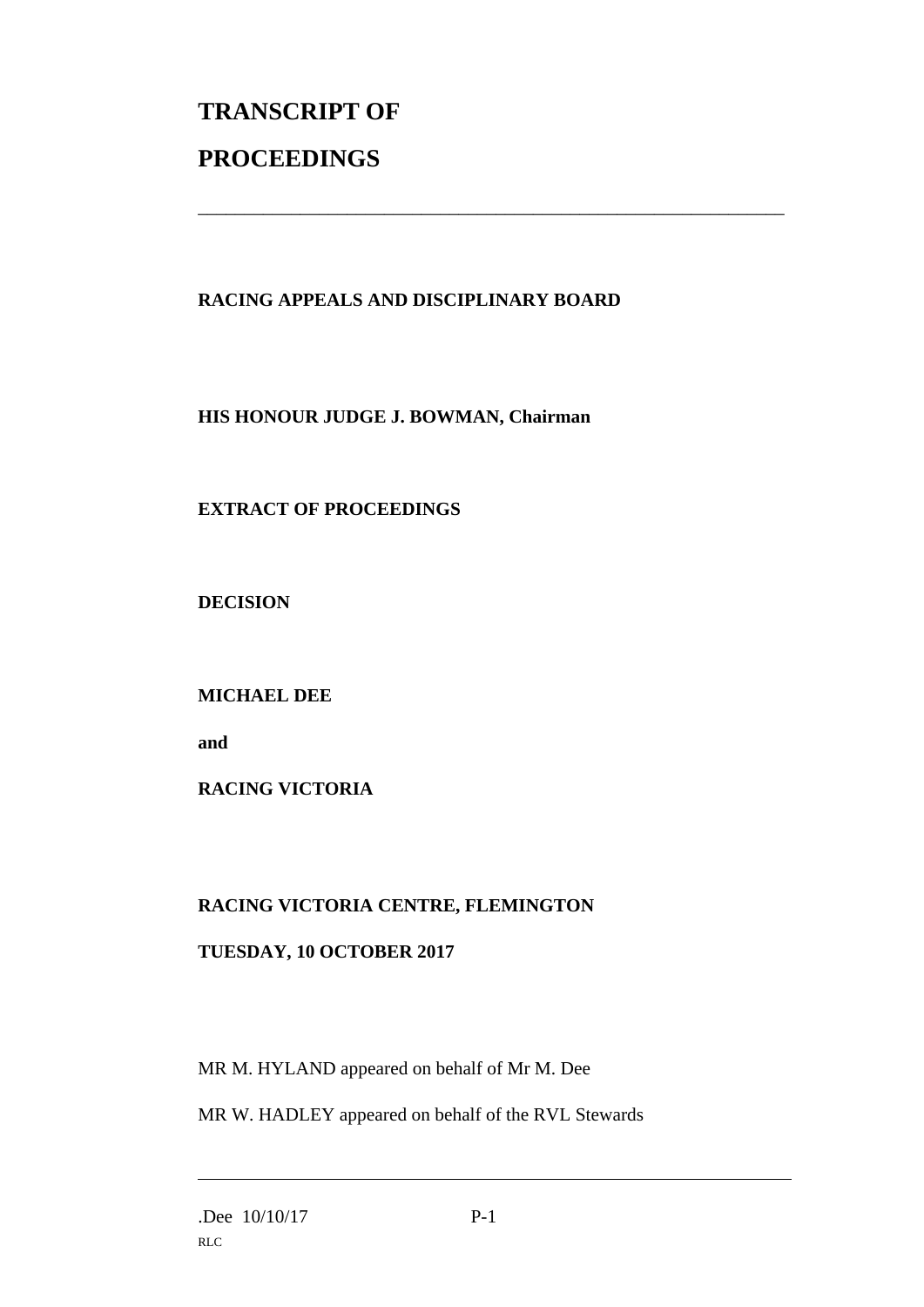# TRANSCRIPT OF PROCEEDINGS

---

**RACING APPEALS AND DISCIPLINARY BOARD**

**HIS HONOUR JUDGE J. BOWMAN, Chairman**

**EXTRACT OF PROCEEDINGS**

**DECISION**

**MICHAEL DEE**

**and**

**RACING VICTORIA**

**RACING VICTORIA CENTRE, FLEMINGTON**

**TUESDAY, 10 OCTOBER 2017**

MR M. HYLAND appeared on behalf of Mr M. Dee

MR W. HADLEY appeared on behalf of the RVL Stewards

---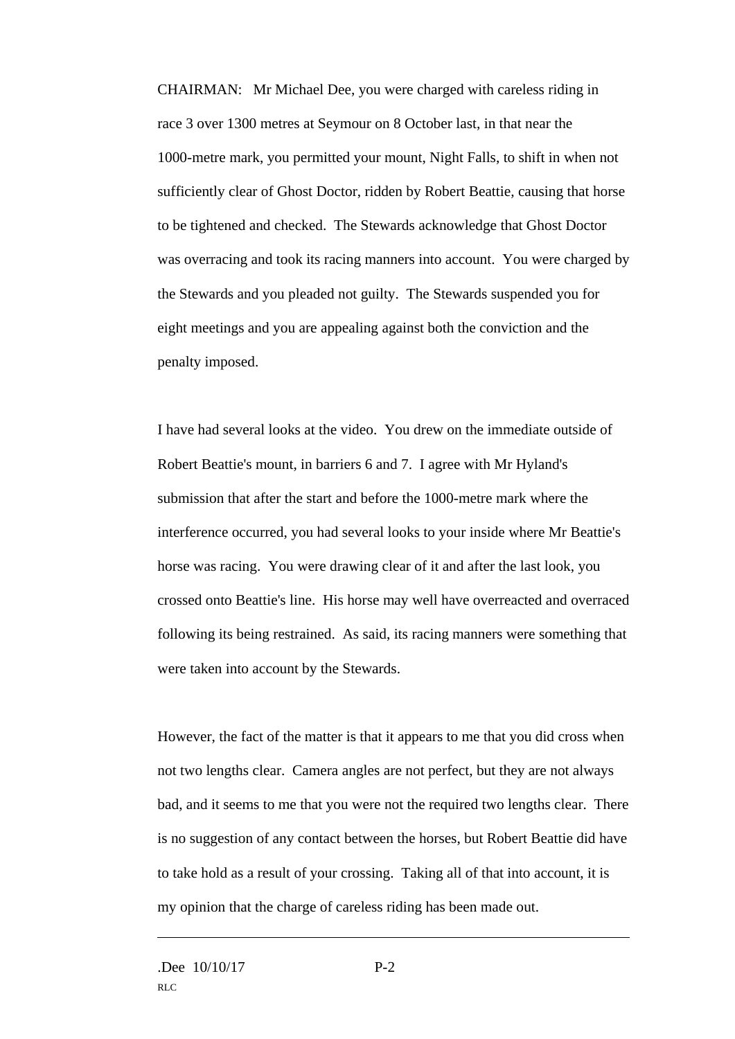CHAIRMAN: Mr Michael Dee, you were charged with careless riding in race 3 over 1300 metres at Seymour on 8 October last, in that near the 1000-metre mark, you permitted your mount, Night Falls, to shift in when not sufficiently clear of Ghost Doctor, ridden by Robert Beattie, causing that horse to be tightened and checked. The Stewards acknowledge that Ghost Doctor was overracing and took its racing manners into account. You were charged by the Stewards and you pleaded not guilty. The Stewards suspended you for eight meetings and you are appealing against both the conviction and the penalty imposed.

I have had several looks at the video. You drew on the immediate outside of Robert Beattie's mount, in barriers 6 and 7. I agree with Mr Hyland's submission that after the start and before the 1000-metre mark where the interference occurred, you had several looks to your inside where Mr Beattie's horse was racing. You were drawing clear of it and after the last look, you crossed onto Beattie's line. His horse may well have overreacted and overraced following its being restrained. As said, its racing manners were something that were taken into account by the Stewards.

However, the fact of the matter is that it appears to me that you did cross when not two lengths clear. Camera angles are not perfect, but they are not always bad, and it seems to me that you were not the required two lengths clear. There is no suggestion of any contact between the horses, but Robert Beattie did have to take hold as a result of your crossing. Taking all of that into account, it is my opinion that the charge of careless riding has been made out.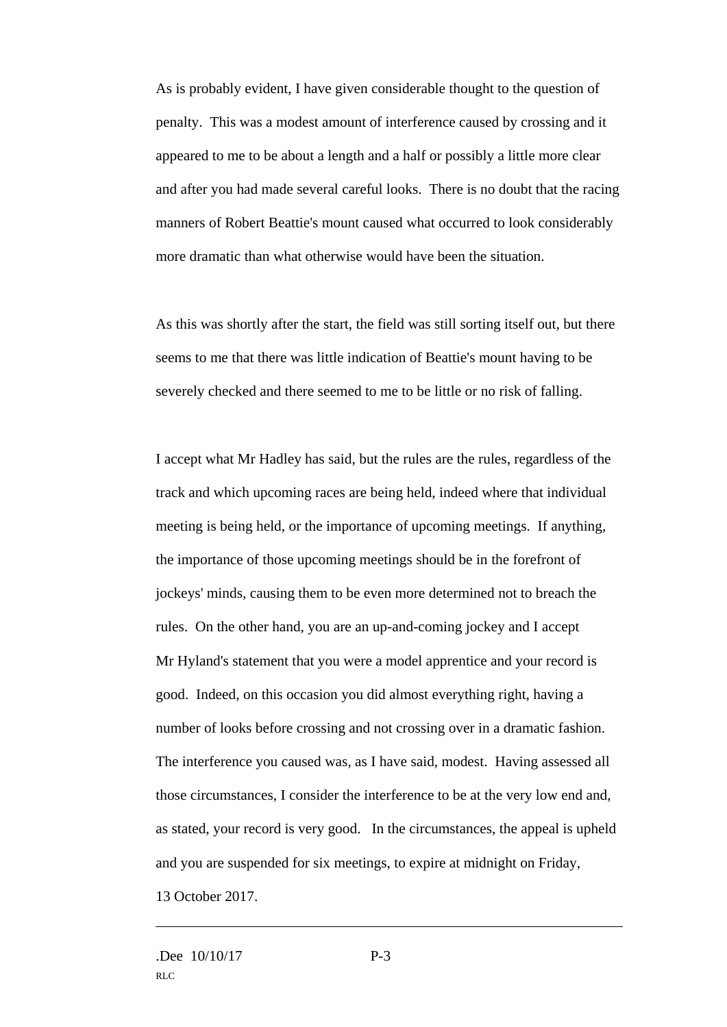As is probably evident, I have given considerable thought to the question of penalty. This was a modest amount of interference caused by crossing and it appeared to me to be about a length and a half or possibly a little more clear and after you had made several careful looks. There is no doubt that the racing manners of Robert Beattie's mount caused what occurred to look considerably more dramatic than what otherwise would have been the situation.

As this was shortly after the start, the field was still sorting itself out, but there seems to me that there was little indication of Beattie's mount having to be severely checked and there seemed to me to be little or no risk of falling.

I accept what Mr Hadley has said, but the rules are the rules, regardless of the track and which upcoming races are being held, indeed where that individual meeting is being held, or the importance of upcoming meetings. If anything, the importance of those upcoming meetings should be in the forefront of jockeys' minds, causing them to be even more determined not to breach the rules. On the other hand, you are an up-and-coming jockey and I accept Mr Hyland's statement that you were a model apprentice and your record is good. Indeed, on this occasion you did almost everything right, having a number of looks before crossing and not crossing over in a dramatic fashion. The interference you caused was, as I have said, modest. Having assessed all those circumstances, I consider the interference to be at the very low end and, as stated, your record is very good. In the circumstances, the appeal is upheld and you are suspended for six meetings, to expire at midnight on Friday, 13 October 2017.